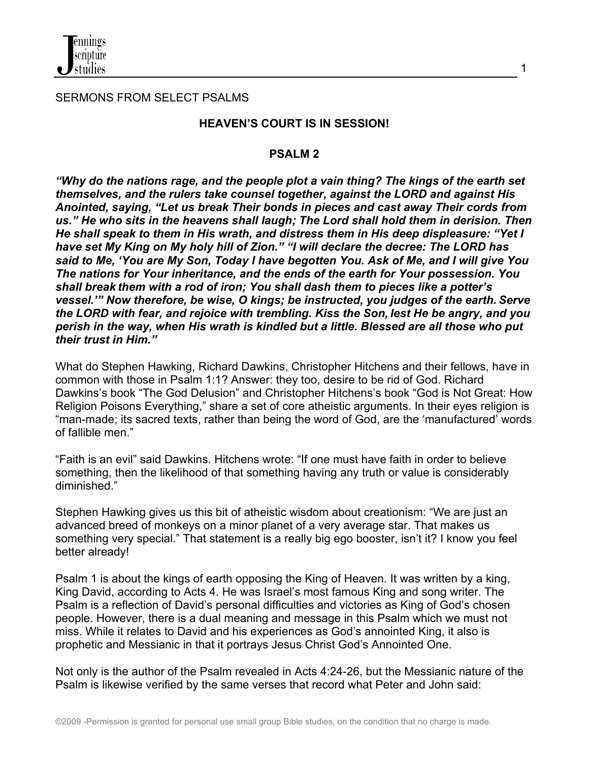SERMONS FROM SELECT PSALMS

## HEAVEN'S COURT IS IN SESSION!

## PSALM 2

***"Why do the nations rage, and the people plot a vain thing? The kings of the earth set themselves, and the rulers take counsel together, against the LORD and against His Anointed, saying, "Let us break Their bonds in pieces and cast away Their cords from us." He who sits in the heavens shall laugh; The Lord shall hold them in derision. Then He shall speak to them in His wrath, and distress them in His deep displeasure: "Yet I have set My King on My holy hill of Zion." "I will declare the decree: The LORD has said to Me, 'You are My Son, Today I have begotten You. Ask of Me, and I will give You The nations for Your inheritance, and the ends of the earth for Your possession. You shall break them with a rod of iron; You shall dash them to pieces like a potter's vessel.'" Now therefore, be wise, O kings; be instructed, you judges of the earth. Serve the LORD with fear, and rejoice with trembling. Kiss the Son, lest He be angry, and you perish in the way, when His wrath is kindled but a little. Blessed are all those who put their trust in Him."***

What do Stephen Hawking, Richard Dawkins, Christopher Hitchens and their fellows, have in common with those in Psalm 1:1? Answer: they too, desire to be rid of God. Richard Dawkins's book "The God Delusion" and Christopher Hitchens's book "God is Not Great: How Religion Poisons Everything," share a set of core atheistic arguments. In their eyes religion is "man-made; its sacred texts, rather than being the word of God, are the 'manufactured' words of fallible men."

"Faith is an evil" said Dawkins. Hitchens wrote: "If one must have faith in order to believe something, then the likelihood of that something having any truth or value is considerably diminished."

Stephen Hawking gives us this bit of atheistic wisdom about creationism: "We are just an advanced breed of monkeys on a minor planet of a very average star. That makes us something very special." That statement is a really big ego booster, isn't it? I know you feel better already!

Psalm 1 is about the kings of earth opposing the King of Heaven. It was written by a king, King David, according to Acts 4. He was Israel's most famous King and song writer. The Psalm is a reflection of David's personal difficulties and victories as King of God's chosen people. However, there is a dual meaning and message in this Psalm which we must not miss. While it relates to David and his experiences as God's annointed King, it also is prophetic and Messianic in that it portrays Jesus Christ God's Annointed One.

Not only is the author of the Psalm revealed in Acts 4:24-26, but the Messianic nature of the Psalm is likewise verified by the same verses that record what Peter and John said: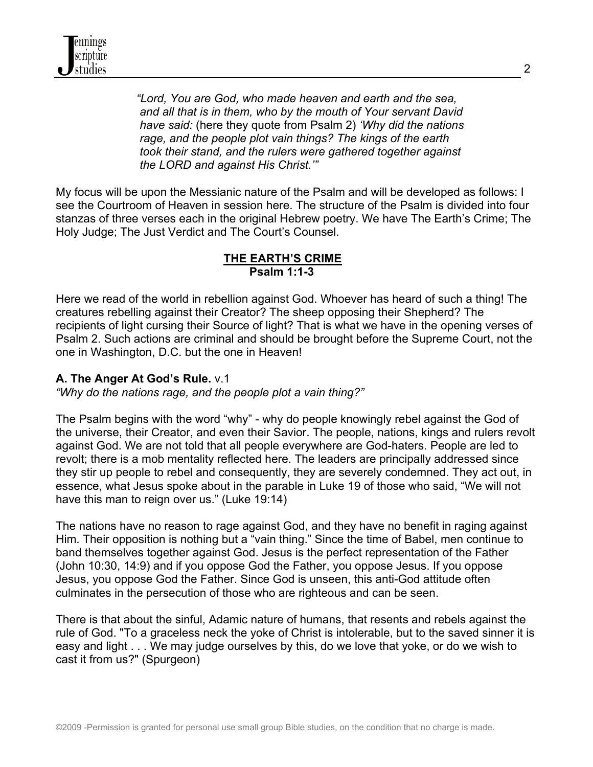> *"Lord, You are God, who made heaven and earth and the sea, and all that is in them, who by the mouth of Your servant David have said:* (here they quote from Psalm 2) *'Why did the nations rage, and the people plot vain things? The kings of the earth took their stand, and the rulers were gathered together against the LORD and against His Christ.'"*

My focus will be upon the Messianic nature of the Psalm and will be developed as follows: I see the Courtroom of Heaven in session here. The structure of the Psalm is divided into four stanzas of three verses each in the original Hebrew poetry. We have The Earth's Crime; The Holy Judge; The Just Verdict and The Court's Counsel.

## THE EARTH'S CRIME
**Psalm 1:1-3**

Here we read of the world in rebellion against God. Whoever has heard of such a thing! The creatures rebelling against their Creator? The sheep opposing their Shepherd? The recipients of light cursing their Source of light? That is what we have in the opening verses of Psalm 2. Such actions are criminal and should be brought before the Supreme Court, not the one in Washington, D.C. but the one in Heaven!

**A. The Anger At God's Rule.** v.1
*"Why do the nations rage, and the people plot a vain thing?"*

The Psalm begins with the word "why" - why do people knowingly rebel against the God of the universe, their Creator, and even their Savior. The people, nations, kings and rulers revolt against God. We are not told that all people everywhere are God-haters. People are led to revolt; there is a mob mentality reflected here. The leaders are principally addressed since they stir up people to rebel and consequently, they are severely condemned. They act out, in essence, what Jesus spoke about in the parable in Luke 19 of those who said, "We will not have this man to reign over us." (Luke 19:14)

The nations have no reason to rage against God, and they have no benefit in raging against Him. Their opposition is nothing but a "vain thing." Since the time of Babel, men continue to band themselves together against God. Jesus is the perfect representation of the Father (John 10:30, 14:9) and if you oppose God the Father, you oppose Jesus. If you oppose Jesus, you oppose God the Father. Since God is unseen, this anti-God attitude often culminates in the persecution of those who are righteous and can be seen.

There is that about the sinful, Adamic nature of humans, that resents and rebels against the rule of God. "To a graceless neck the yoke of Christ is intolerable, but to the saved sinner it is easy and light . . . We may judge ourselves by this, do we love that yoke, or do we wish to cast it from us?" (Spurgeon)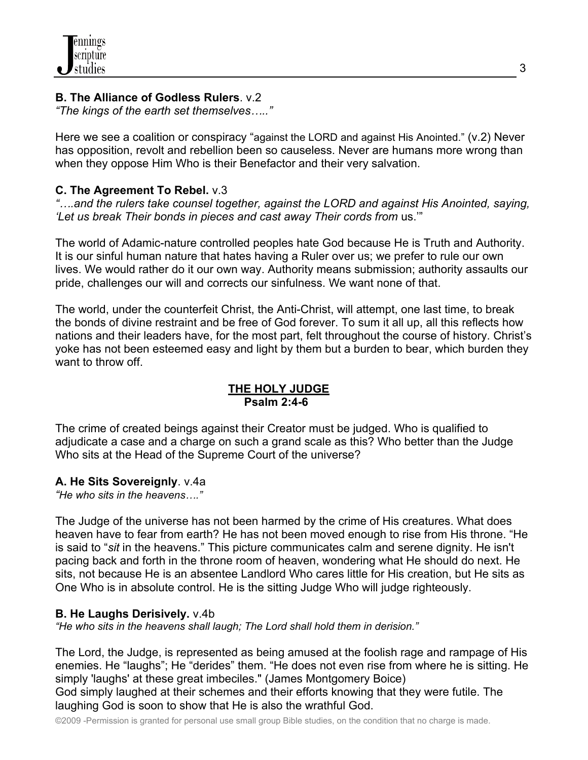**B. The Alliance of Godless Rulers**. v.2
*"The kings of the earth set themselves….."*

Here we see a coalition or conspiracy "against the LORD and against His Anointed." (v.2) Never has opposition, revolt and rebellion been so causeless. Never are humans more wrong than when they oppose Him Who is their Benefactor and their very salvation.

**C. The Agreement To Rebel.** v.3
*"….and the rulers take counsel together, against the LORD and against His Anointed, saying, 'Let us break Their bonds in pieces and cast away Their cords from* us.'"

The world of Adamic-nature controlled peoples hate God because He is Truth and Authority. It is our sinful human nature that hates having a Ruler over us; we prefer to rule our own lives. We would rather do it our own way. Authority means submission; authority assaults our pride, challenges our will and corrects our sinfulness. We want none of that.

The world, under the counterfeit Christ, the Anti-Christ, will attempt, one last time, to break the bonds of divine restraint and be free of God forever. To sum it all up, all this reflects how nations and their leaders have, for the most part, felt throughout the course of history. Christ's yoke has not been esteemed easy and light by them but a burden to bear, which burden they want to throw off.

## THE HOLY JUDGE
**Psalm 2:4-6**

The crime of created beings against their Creator must be judged. Who is qualified to adjudicate a case and a charge on such a grand scale as this? Who better than the Judge Who sits at the Head of the Supreme Court of the universe?

**A. He Sits Sovereignly**. v.4a
*"He who sits in the heavens…."*

The Judge of the universe has not been harmed by the crime of His creatures. What does heaven have to fear from earth? He has not been moved enough to rise from His throne. "He is said to "*sit* in the heavens." This picture communicates calm and serene dignity. He isn't pacing back and forth in the throne room of heaven, wondering what He should do next. He sits, not because He is an absentee Landlord Who cares little for His creation, but He sits as One Who is in absolute control. He is the sitting Judge Who will judge righteously.

**B. He Laughs Derisively.** v.4b
*"He who sits in the heavens shall laugh; The Lord shall hold them in derision."*

The Lord, the Judge, is represented as being amused at the foolish rage and rampage of His enemies. He "laughs"; He "derides" them. "He does not even rise from where he is sitting. He simply 'laughs' at these great imbeciles." (James Montgomery Boice)
God simply laughed at their schemes and their efforts knowing that they were futile. The laughing God is soon to show that He is also the wrathful God.

©2009 -Permission is granted for personal use small group Bible studies, on the condition that no charge is made.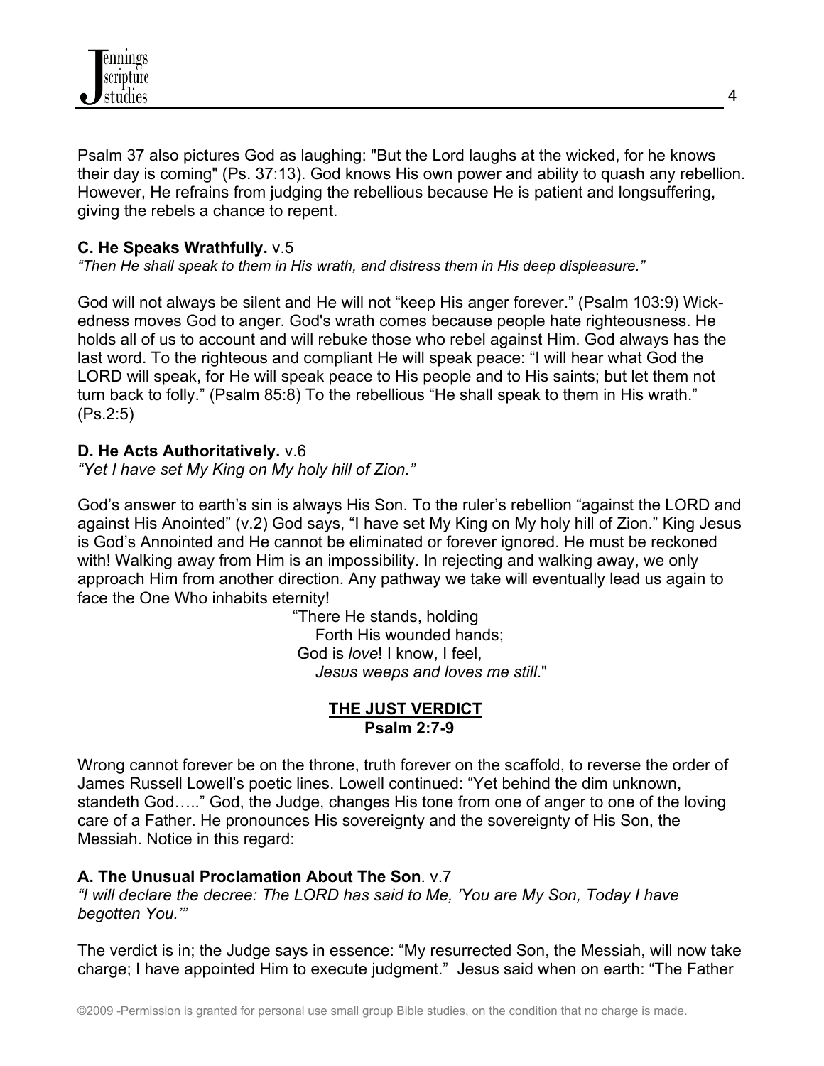Psalm 37 also pictures God as laughing: "But the Lord laughs at the wicked, for he knows their day is coming" (Ps. 37:13). God knows His own power and ability to quash any rebellion. However, He refrains from judging the rebellious because He is patient and longsuffering, giving the rebels a chance to repent.

**C. He Speaks Wrathfully.** v.5

*"Then He shall speak to them in His wrath, and distress them in His deep displeasure."*

God will not always be silent and He will not "keep His anger forever." (Psalm 103:9) Wickedness moves God to anger. God's wrath comes because people hate righteousness. He holds all of us to account and will rebuke those who rebel against Him. God always has the last word. To the righteous and compliant He will speak peace: "I will hear what God the LORD will speak, for He will speak peace to His people and to His saints; but let them not turn back to folly." (Psalm 85:8) To the rebellious "He shall speak to them in His wrath." (Ps.2:5)

**D. He Acts Authoritatively.** v.6

*"Yet I have set My King on My holy hill of Zion."*

God's answer to earth's sin is always His Son. To the ruler's rebellion "against the LORD and against His Anointed" (v.2) God says, "I have set My King on My holy hill of Zion." King Jesus is God's Annointed and He cannot be eliminated or forever ignored. He must be reckoned with! Walking away from Him is an impossibility. In rejecting and walking away, we only approach Him from another direction. Any pathway we take will eventually lead us again to face the One Who inhabits eternity!

> "There He stands, holding
> Forth His wounded hands;
> God is *love*! I know, I feel,
> *Jesus weeps and loves me still*."

**THE JUST VERDICT**
**Psalm 2:7-9**

Wrong cannot forever be on the throne, truth forever on the scaffold, to reverse the order of James Russell Lowell's poetic lines. Lowell continued: "Yet behind the dim unknown, standeth God….." God, the Judge, changes His tone from one of anger to one of the loving care of a Father. He pronounces His sovereignty and the sovereignty of His Son, the Messiah. Notice in this regard:

**A. The Unusual Proclamation About The Son**. v.7

*"I will declare the decree: The LORD has said to Me, 'You are My Son, Today I have begotten You.'"*

The verdict is in; the Judge says in essence: "My resurrected Son, the Messiah, will now take charge; I have appointed Him to execute judgment." Jesus said when on earth: "The Father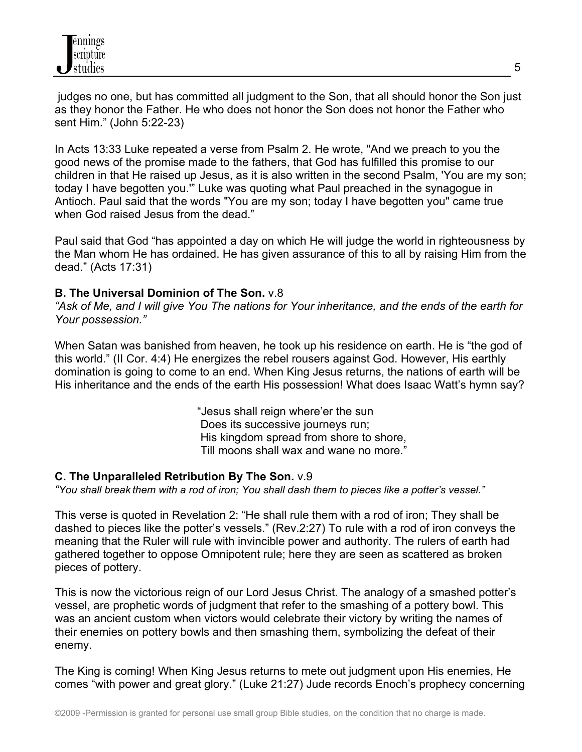judges no one, but has committed all judgment to the Son, that all should honor the Son just as they honor the Father. He who does not honor the Son does not honor the Father who sent Him." (John 5:22-23)

In Acts 13:33 Luke repeated a verse from Psalm 2. He wrote, "And we preach to you the good news of the promise made to the fathers, that God has fulfilled this promise to our children in that He raised up Jesus, as it is also written in the second Psalm, 'You are my son; today I have begotten you.'" Luke was quoting what Paul preached in the synagogue in Antioch. Paul said that the words "You are my son; today I have begotten you" came true when God raised Jesus from the dead."

Paul said that God "has appointed a day on which He will judge the world in righteousness by the Man whom He has ordained. He has given assurance of this to all by raising Him from the dead." (Acts 17:31)

**B. The Universal Dominion of The Son.** v.8

*"Ask of Me, and I will give You The nations for Your inheritance, and the ends of the earth for Your possession."*

When Satan was banished from heaven, he took up his residence on earth. He is "the god of this world." (II Cor. 4:4) He energizes the rebel rousers against God. However, His earthly domination is going to come to an end. When King Jesus returns, the nations of earth will be His inheritance and the ends of the earth His possession! What does Isaac Watt's hymn say?

> "Jesus shall reign where'er the sun
> Does its successive journeys run;
> His kingdom spread from shore to shore,
> Till moons shall wax and wane no more."

**C. The Unparalleled Retribution By The Son.** v.9

*"You shall break them with a rod of iron; You shall dash them to pieces like a potter's vessel."*

This verse is quoted in Revelation 2: "He shall rule them with a rod of iron; They shall be dashed to pieces like the potter's vessels." (Rev.2:27) To rule with a rod of iron conveys the meaning that the Ruler will rule with invincible power and authority. The rulers of earth had gathered together to oppose Omnipotent rule; here they are seen as scattered as broken pieces of pottery.

This is now the victorious reign of our Lord Jesus Christ. The analogy of a smashed potter's vessel, are prophetic words of judgment that refer to the smashing of a pottery bowl. This was an ancient custom when victors would celebrate their victory by writing the names of their enemies on pottery bowls and then smashing them, symbolizing the defeat of their enemy.

The King is coming! When King Jesus returns to mete out judgment upon His enemies, He comes "with power and great glory." (Luke 21:27) Jude records Enoch's prophecy concerning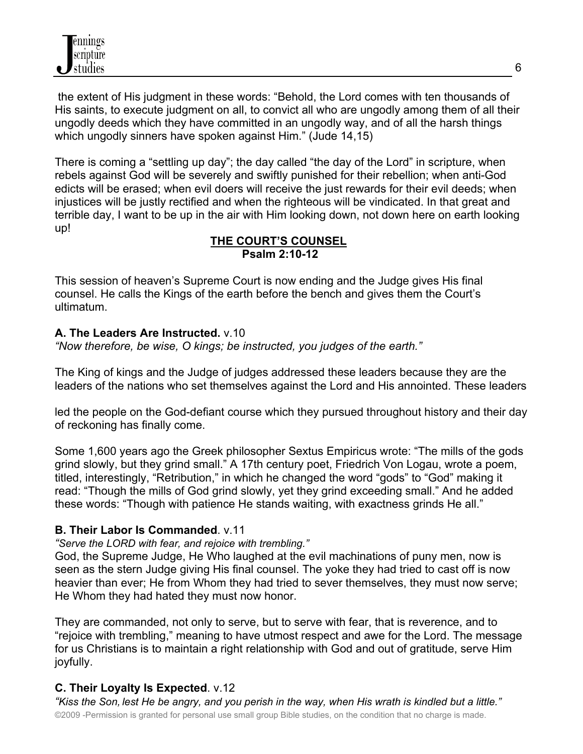the extent of His judgment in these words: "Behold, the Lord comes with ten thousands of His saints, to execute judgment on all, to convict all who are ungodly among them of all their ungodly deeds which they have committed in an ungodly way, and of all the harsh things which ungodly sinners have spoken against Him." (Jude 14,15)

There is coming a "settling up day"; the day called "the day of the Lord" in scripture, when rebels against God will be severely and swiftly punished for their rebellion; when anti-God edicts will be erased; when evil doers will receive the just rewards for their evil deeds; when injustices will be justly rectified and when the righteous will be vindicated. In that great and terrible day, I want to be up in the air with Him looking down, not down here on earth looking up!

## THE COURT'S COUNSEL
**Psalm 2:10-12**

This session of heaven's Supreme Court is now ending and the Judge gives His final counsel. He calls the Kings of the earth before the bench and gives them the Court's ultimatum.

### A. The Leaders Are Instructed. v.10

*"Now therefore, be wise, O kings; be instructed, you judges of the earth."*

The King of kings and the Judge of judges addressed these leaders because they are the leaders of the nations who set themselves against the Lord and His annointed. These leaders led the people on the God-defiant course which they pursued throughout history and their day of reckoning has finally come.

Some 1,600 years ago the Greek philosopher Sextus Empiricus wrote: "The mills of the gods grind slowly, but they grind small." A 17th century poet, Friedrich Von Logau, wrote a poem, titled, interestingly, "Retribution," in which he changed the word "gods" to "God" making it read: "Though the mills of God grind slowly, yet they grind exceeding small." And he added these words: "Though with patience He stands waiting, with exactness grinds He all."

### B. Their Labor Is Commanded. v.11

*"Serve the LORD with fear, and rejoice with trembling."*

God, the Supreme Judge, He Who laughed at the evil machinations of puny men, now is seen as the stern Judge giving His final counsel. The yoke they had tried to cast off is now heavier than ever; He from Whom they had tried to sever themselves, they must now serve; He Whom they had hated they must now honor.

They are commanded, not only to serve, but to serve with fear, that is reverence, and to "rejoice with trembling," meaning to have utmost respect and awe for the Lord. The message for us Christians is to maintain a right relationship with God and out of gratitude, serve Him joyfully.

### C. Their Loyalty Is Expected. v.12

*"Kiss the Son, lest He be angry, and you perish in the way, when His wrath is kindled but a little."*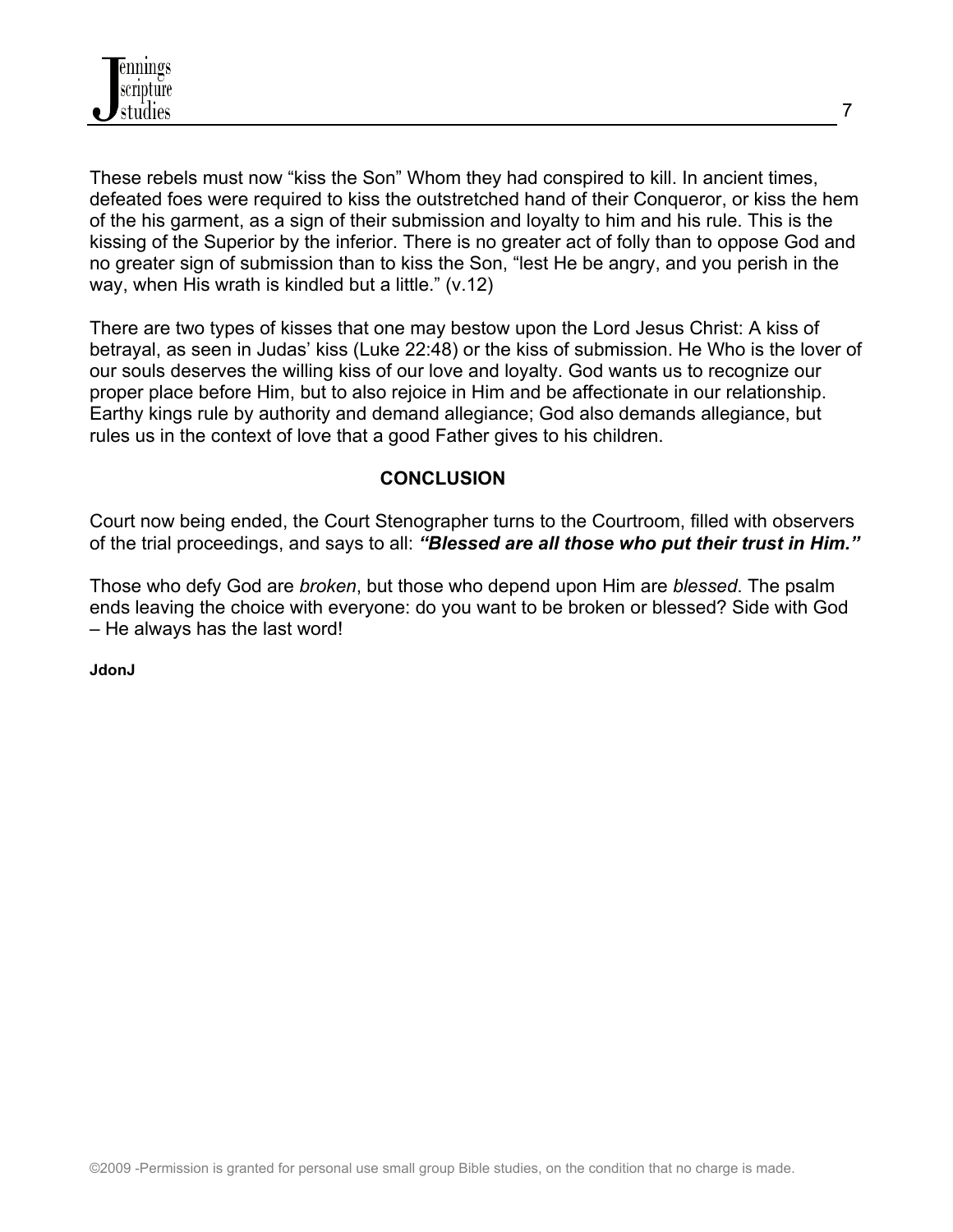These rebels must now “kiss the Son” Whom they had conspired to kill. In ancient times, defeated foes were required to kiss the outstretched hand of their Conqueror, or kiss the hem of the his garment, as a sign of their submission and loyalty to him and his rule. This is the kissing of the Superior by the inferior. There is no greater act of folly than to oppose God and no greater sign of submission than to kiss the Son, “lest He be angry, and you perish in the way, when His wrath is kindled but a little.” (v.12)

There are two types of kisses that one may bestow upon the Lord Jesus Christ: A kiss of betrayal, as seen in Judas’ kiss (Luke 22:48) or the kiss of submission. He Who is the lover of our souls deserves the willing kiss of our love and loyalty. God wants us to recognize our proper place before Him, but to also rejoice in Him and be affectionate in our relationship. Earthy kings rule by authority and demand allegiance; God also demands allegiance, but rules us in the context of love that a good Father gives to his children.

## CONCLUSION

Court now being ended, the Court Stenographer turns to the Courtroom, filled with observers of the trial proceedings, and says to all: ***“Blessed are all those who put their trust in Him.”***

Those who defy God are *broken*, but those who depend upon Him are *blessed*. The psalm ends leaving the choice with everyone: do you want to be broken or blessed? Side with God – He always has the last word!

**JdonJ**

©2009 -Permission is granted for personal use small group Bible studies, on the condition that no charge is made.